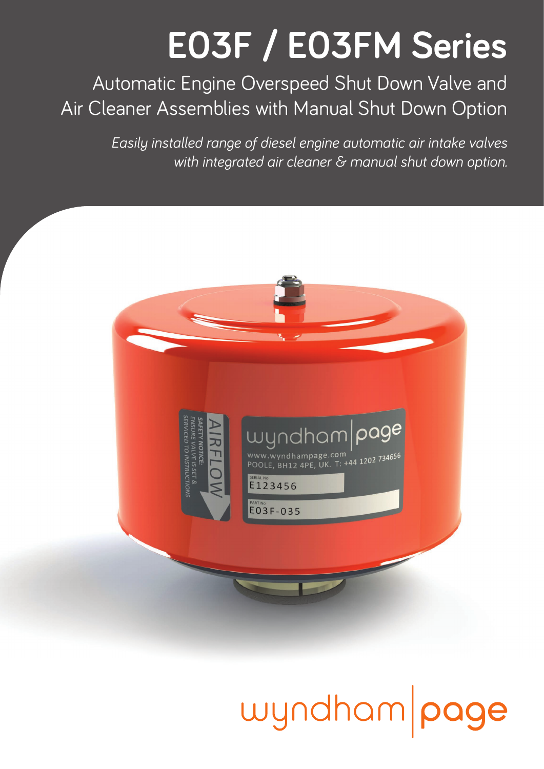# E03F / E03FM Series

## Automatic Engine Overspeed Shut Down Valve and Air Cleaner Assemblies with Manual Shut Down Option

*Easily installed range of diesel engine automatic air intake valves with integrated air cleaner & manual shut down option.*

wyndham|page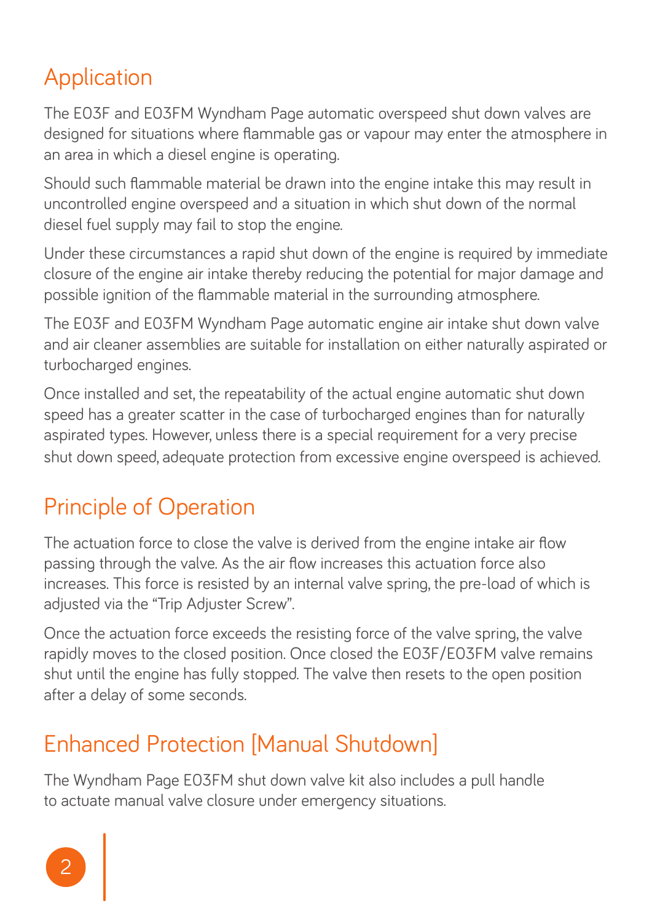## Application

The E03F and E03FM Wyndham Page automatic overspeed shut down valves are designed for situations where flammable gas or vapour may enter the atmosphere in an area in which a diesel engine is operating.

Should such flammable material be drawn into the engine intake this may result in uncontrolled engine overspeed and a situation in which shut down of the normal diesel fuel supply may fail to stop the engine.

Under these circumstances a rapid shut down of the engine is required by immediate closure of the engine air intake thereby reducing the potential for major damage and possible ignition of the flammable material in the surrounding atmosphere.

The E03F and E03FM Wyndham Page automatic engine air intake shut down valve and air cleaner assemblies are suitable for installation on either naturally aspirated or turbocharged engines.

Once installed and set, the repeatability of the actual engine automatic shut down speed has a greater scatter in the case of turbocharged engines than for naturally aspirated types. However, unless there is a special requirement for a very precise shut down speed, adequate protection from excessive engine overspeed is achieved.

## Principle of Operation

The actuation force to close the valve is derived from the engine intake air flow passing through the valve. As the air flow increases this actuation force also increases. This force is resisted by an internal valve spring, the pre-load of which is adjusted via the "Trip Adjuster Screw".

Once the actuation force exceeds the resisting force of the valve spring, the valve rapidly moves to the closed position. Once closed the E03F/E03FM valve remains shut until the engine has fully stopped. The valve then resets to the open position after a delay of some seconds.

## Enhanced Protection [Manual Shutdown]

The Wyndham Page E03FM shut down valve kit also includes a pull handle to actuate manual valve closure under emergency situations.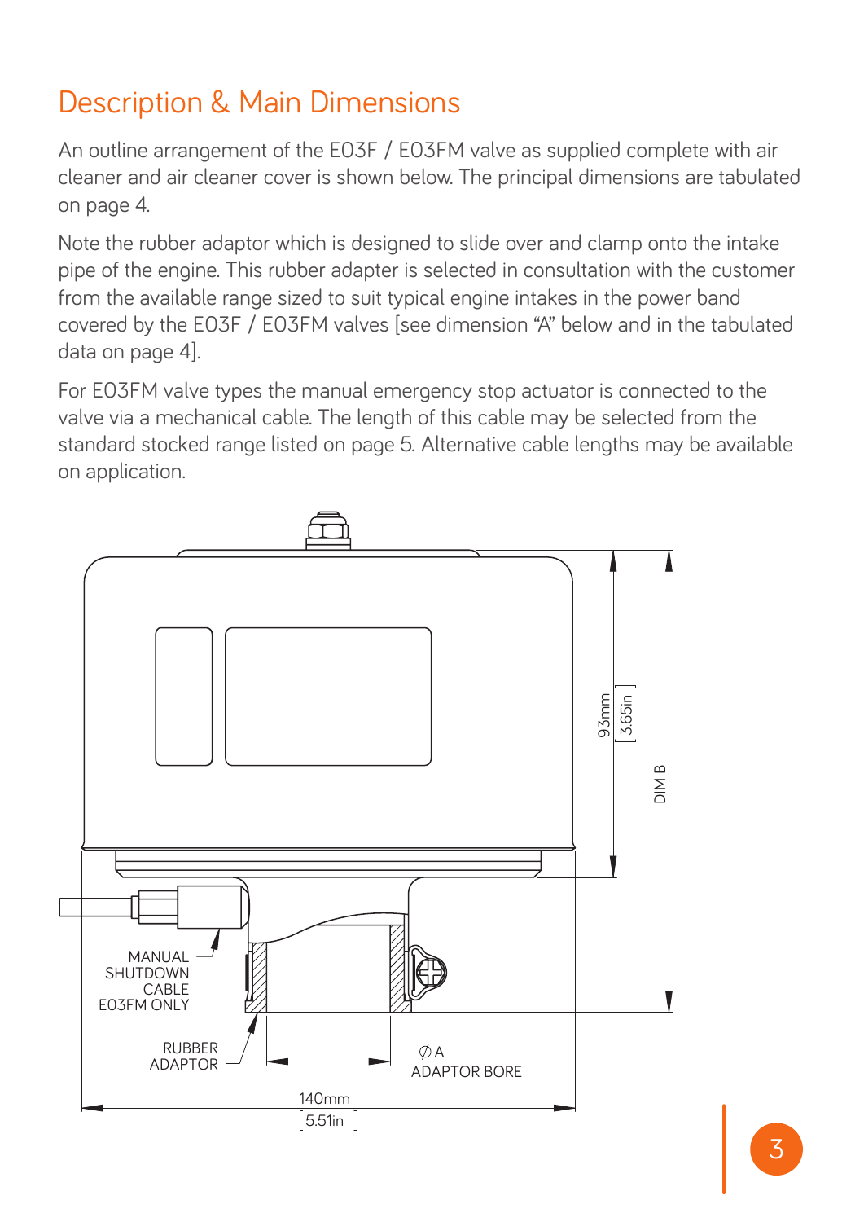## Description & Main Dimensions

An outline arrangement of the E03F / E03FM valve as supplied complete with air cleaner and air cleaner cover is shown below. The principal dimensions are tabulated on page 4.

Note the rubber adaptor which is designed to slide over and clamp onto the intake pipe of the engine. This rubber adapter is selected in consultation with the customer from the available range sized to suit typical engine intakes in the power band covered by the E03F / E03FM valves [see dimension "A" below and in the tabulated data on page 4].

For E03FM valve types the manual emergency stop actuator is connected to the valve via a mechanical cable. The length of this cable may be selected from the standard stocked range listed on page 5. Alternative cable lengths may be available on application.

93mm [ 3.65in ]

DIM B

MANUAL SHUTDOWN CABLE E03FM ONLY

RUBBER ADAPTOR

∅ A ADAPTOR BORE

140mm [ 5.51in ]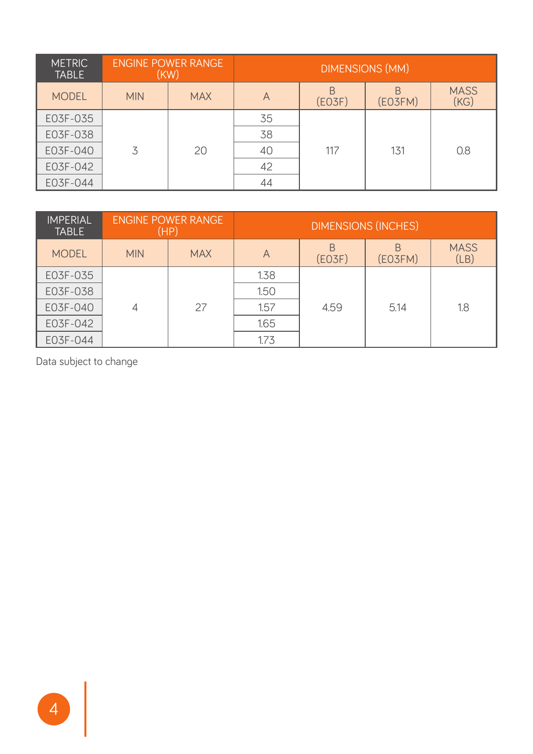| METRIC TABLE | ENGINE POWER RANGE (KW) | | DIMENSIONS (MM) | | | |
|---|---|---|---|---|---|---|
| MODEL | MIN | MAX | A | B (E03F) | B (E03FM) | MASS (KG) |
| E03F-035 | 3 | 20 | 35 | 117 | 131 | 0.8 |
| E03F-038 | | | 38 | | | |
| E03F-040 | | | 40 | | | |
| E03F-042 | | | 42 | | | |
| E03F-044 | | | 44 | | | |

| IMPERIAL TABLE | ENGINE POWER RANGE (HP) | | DIMENSIONS (INCHES) | | | |
|---|---|---|---|---|---|---|
| MODEL | MIN | MAX | A | B (E03F) | B (E03FM) | MASS (LB) |
| E03F-035 | 4 | 27 | 1.38 | 4.59 | 5.14 | 1.8 |
| E03F-038 | | | 1.50 | | | |
| E03F-040 | | | 1.57 | | | |
| E03F-042 | | | 1.65 | | | |
| E03F-044 | | | 1.73 | | | |

Data subject to change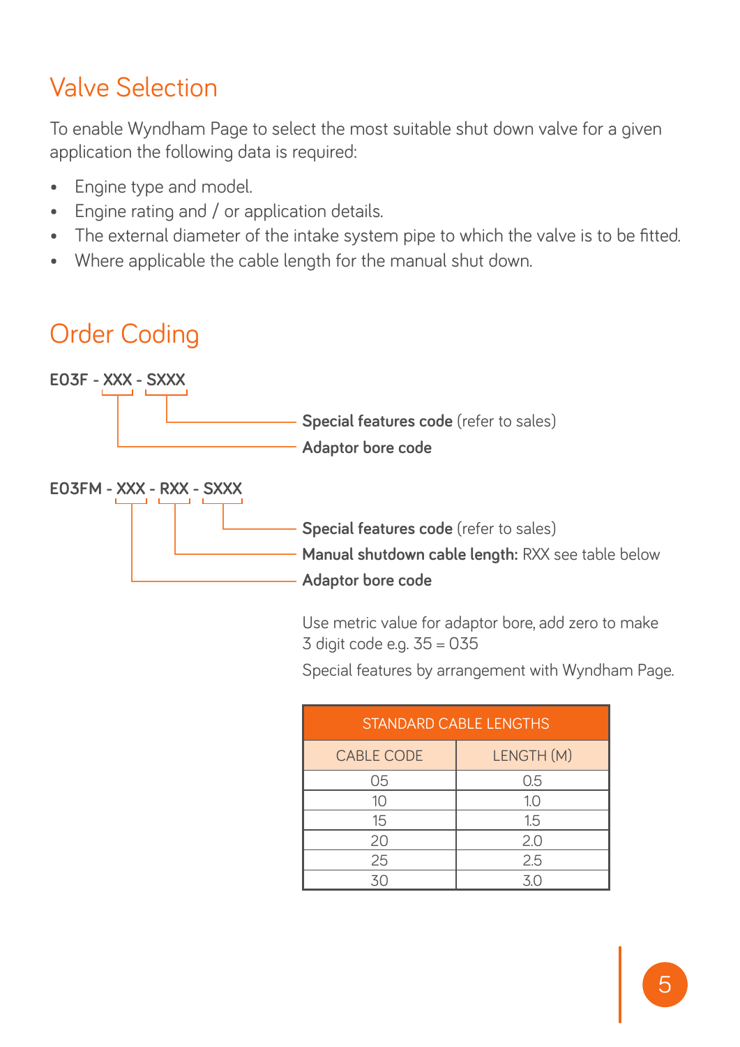## Valve Selection

To enable Wyndham Page to select the most suitable shut down valve for a given application the following data is required:

- Engine type and model.
- Engine rating and / or application details.
- The external diameter of the intake system pipe to which the valve is to be fitted.
- Where applicable the cable length for the manual shut down.

## Order Coding

**E03F - XXX - SXXX**

- SXXX: **Special features code** (refer to sales)
- XXX: **Adaptor bore code**

**E03FM - XXX - RXX - SXXX**

- SXXX: **Special features code** (refer to sales)
- RXX: **Manual shutdown cable length:** RXX see table below
- XXX: **Adaptor bore code**

Use metric value for adaptor bore, add zero to make 3 digit code e.g. 35 = 035

Special features by arrangement with Wyndham Page.

| STANDARD CABLE LENGTHS | |
|---|---|
| CABLE CODE | LENGTH (M) |
| 05 | 0.5 |
| 10 | 1.0 |
| 15 | 1.5 |
| 20 | 2.0 |
| 25 | 2.5 |
| 30 | 3.0 |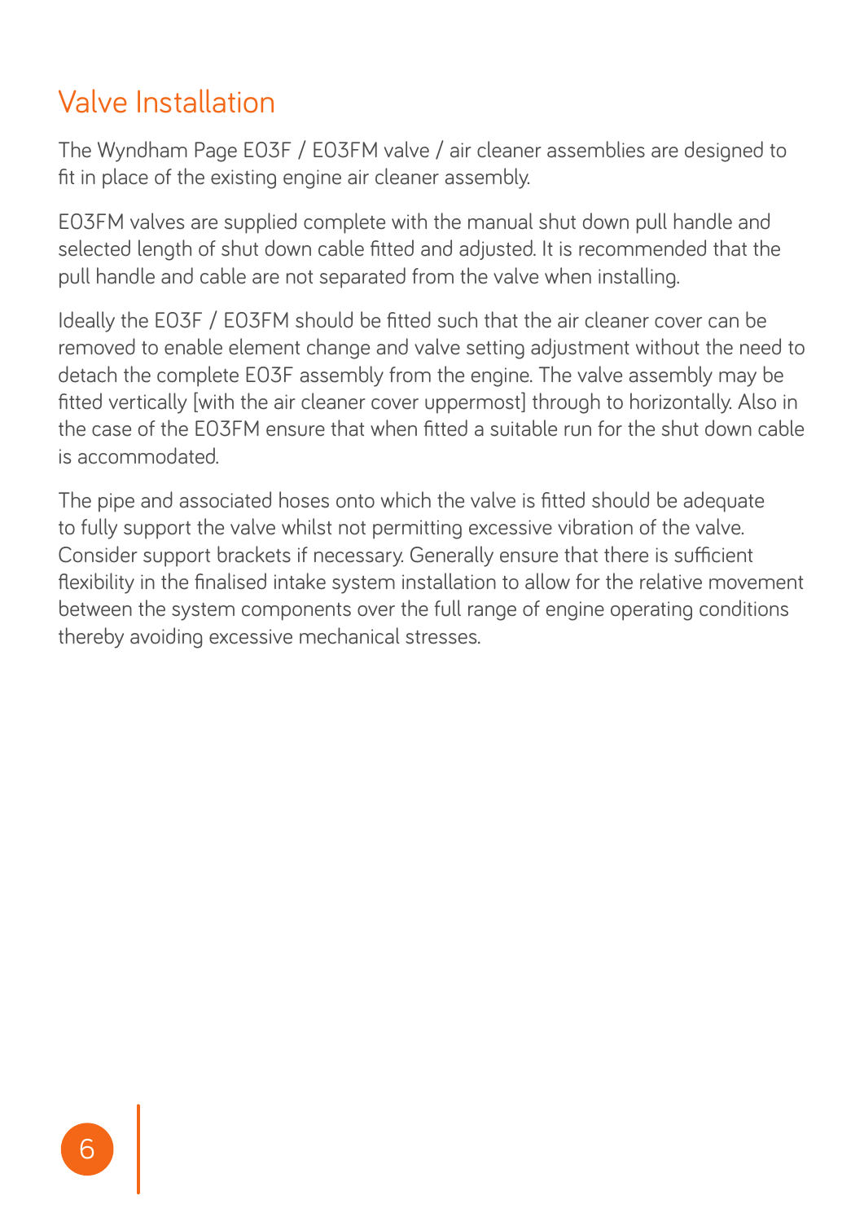# Valve Installation

The Wyndham Page E03F / E03FM valve / air cleaner assemblies are designed to fit in place of the existing engine air cleaner assembly.

E03FM valves are supplied complete with the manual shut down pull handle and selected length of shut down cable fitted and adjusted. It is recommended that the pull handle and cable are not separated from the valve when installing.

Ideally the E03F / E03FM should be fitted such that the air cleaner cover can be removed to enable element change and valve setting adjustment without the need to detach the complete E03F assembly from the engine. The valve assembly may be fitted vertically [with the air cleaner cover uppermost] through to horizontally. Also in the case of the E03FM ensure that when fitted a suitable run for the shut down cable is accommodated.

The pipe and associated hoses onto which the valve is fitted should be adequate to fully support the valve whilst not permitting excessive vibration of the valve. Consider support brackets if necessary. Generally ensure that there is sufficient flexibility in the finalised intake system installation to allow for the relative movement between the system components over the full range of engine operating conditions thereby avoiding excessive mechanical stresses.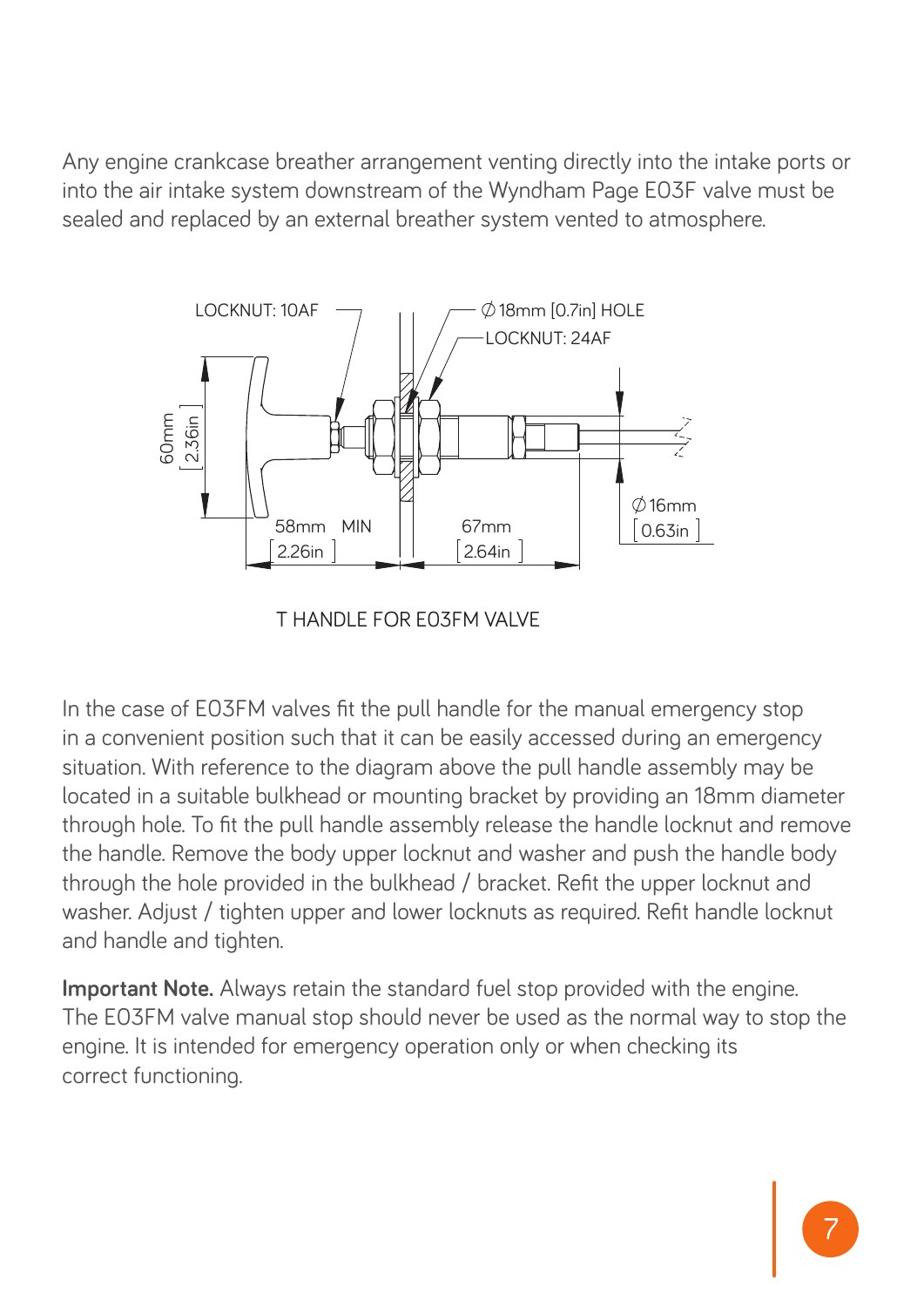Any engine crankcase breather arrangement venting directly into the intake ports or into the air intake system downstream of the Wyndham Page E03F valve must be sealed and replaced by an external breather system vented to atmosphere.

LOCKNUT: 10AF

∅18mm [0.7in] HOLE

LOCKNUT: 24AF

60mm [2.36in]

58mm MIN [2.26in]

67mm [2.64in]

∅16mm [0.63in]

T HANDLE FOR E03FM VALVE

In the case of E03FM valves fit the pull handle for the manual emergency stop in a convenient position such that it can be easily accessed during an emergency situation. With reference to the diagram above the pull handle assembly may be located in a suitable bulkhead or mounting bracket by providing an 18mm diameter through hole. To fit the pull handle assembly release the handle locknut and remove the handle. Remove the body upper locknut and washer and push the handle body through the hole provided in the bulkhead / bracket. Refit the upper locknut and washer. Adjust / tighten upper and lower locknuts as required. Refit handle locknut and handle and tighten.

**Important Note.** Always retain the standard fuel stop provided with the engine. The E03FM valve manual stop should never be used as the normal way to stop the engine. It is intended for emergency operation only or when checking its correct functioning.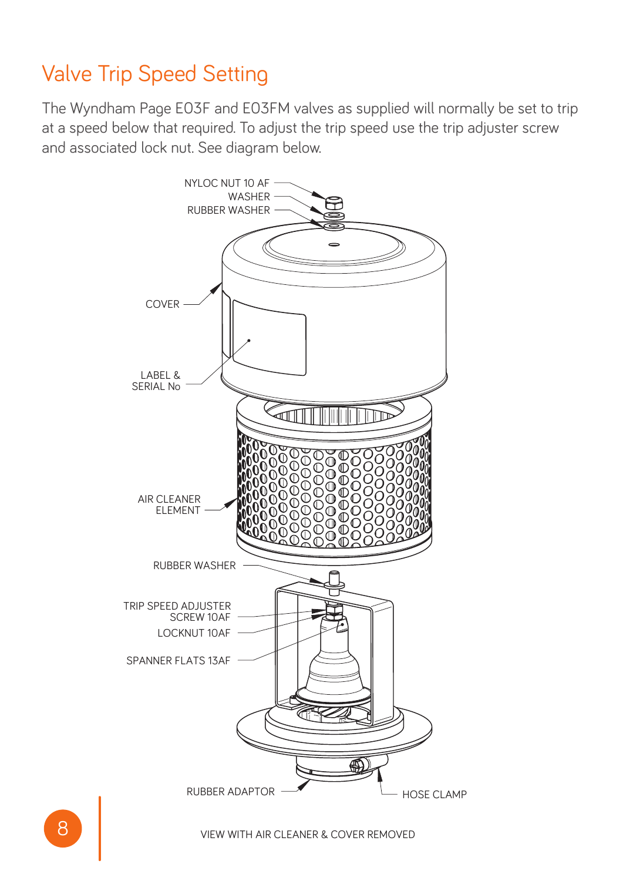# Valve Trip Speed Setting

The Wyndham Page E03F and E03FM valves as supplied will normally be set to trip at a speed below that required. To adjust the trip speed use the trip adjuster screw and associated lock nut. See diagram below.

NYLOC NUT 10 AF
WASHER
RUBBER WASHER
COVER
LABEL & SERIAL No
AIR CLEANER ELEMENT
RUBBER WASHER
TRIP SPEED ADJUSTER SCREW 10AF
LOCKNUT 10AF
SPANNER FLATS 13AF
RUBBER ADAPTOR
HOSE CLAMP

VIEW WITH AIR CLEANER & COVER REMOVED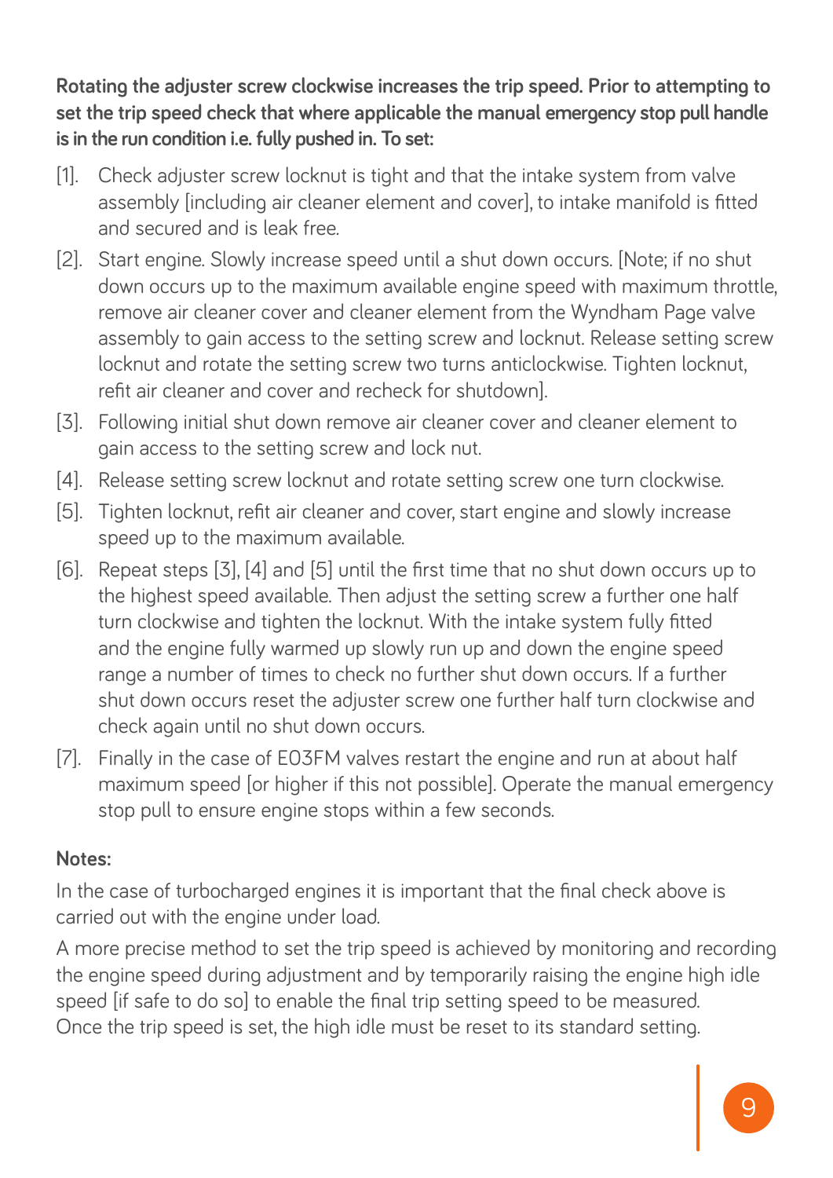**Rotating the adjuster screw clockwise increases the trip speed. Prior to attempting to set the trip speed check that where applicable the manual emergency stop pull handle is in the run condition i.e. fully pushed in. To set:**

[1]. Check adjuster screw locknut is tight and that the intake system from valve assembly [including air cleaner element and cover], to intake manifold is fitted and secured and is leak free.

[2]. Start engine. Slowly increase speed until a shut down occurs. [Note; if no shut down occurs up to the maximum available engine speed with maximum throttle, remove air cleaner cover and cleaner element from the Wyndham Page valve assembly to gain access to the setting screw and locknut. Release setting screw locknut and rotate the setting screw two turns anticlockwise. Tighten locknut, refit air cleaner and cover and recheck for shutdown].

[3]. Following initial shut down remove air cleaner cover and cleaner element to gain access to the setting screw and lock nut.

[4]. Release setting screw locknut and rotate setting screw one turn clockwise.

[5]. Tighten locknut, refit air cleaner and cover, start engine and slowly increase speed up to the maximum available.

[6]. Repeat steps [3], [4] and [5] until the first time that no shut down occurs up to the highest speed available. Then adjust the setting screw a further one half turn clockwise and tighten the locknut. With the intake system fully fitted and the engine fully warmed up slowly run up and down the engine speed range a number of times to check no further shut down occurs. If a further shut down occurs reset the adjuster screw one further half turn clockwise and check again until no shut down occurs.

[7]. Finally in the case of E03FM valves restart the engine and run at about half maximum speed [or higher if this not possible]. Operate the manual emergency stop pull to ensure engine stops within a few seconds.

**Notes:**

In the case of turbocharged engines it is important that the final check above is carried out with the engine under load.

A more precise method to set the trip speed is achieved by monitoring and recording the engine speed during adjustment and by temporarily raising the engine high idle speed [if safe to do so] to enable the final trip setting speed to be measured. Once the trip speed is set, the high idle must be reset to its standard setting.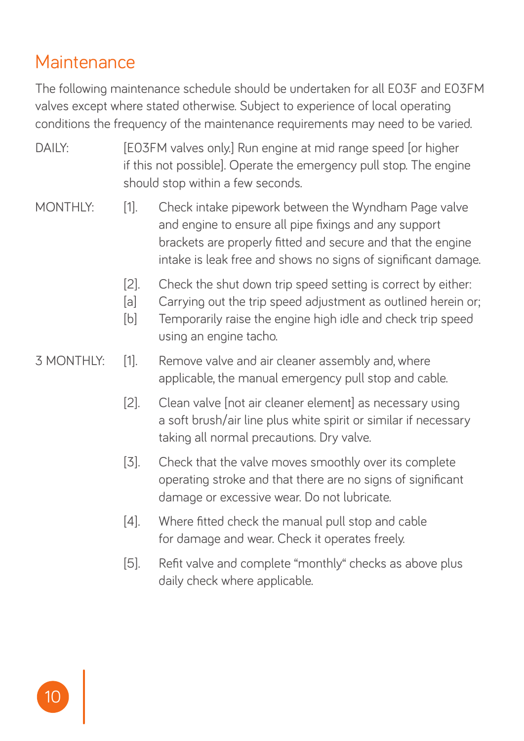## Maintenance

The following maintenance schedule should be undertaken for all E03F and E03FM valves except where stated otherwise. Subject to experience of local operating conditions the frequency of the maintenance requirements may need to be varied.

DAILY: [E03FM valves only.] Run engine at mid range speed [or higher if this not possible]. Operate the emergency pull stop. The engine should stop within a few seconds.

MONTHLY:

[1]. Check intake pipework between the Wyndham Page valve and engine to ensure all pipe fixings and any support brackets are properly fitted and secure and that the engine intake is leak free and shows no signs of significant damage.

[2]. Check the shut down trip speed setting is correct by either:

[a] Carrying out the trip speed adjustment as outlined herein or;

[b] Temporarily raise the engine high idle and check trip speed using an engine tacho.

3 MONTHLY:

[1]. Remove valve and air cleaner assembly and, where applicable, the manual emergency pull stop and cable.

[2]. Clean valve [not air cleaner element] as necessary using a soft brush/air line plus white spirit or similar if necessary taking all normal precautions. Dry valve.

[3]. Check that the valve moves smoothly over its complete operating stroke and that there are no signs of significant damage or excessive wear. Do not lubricate.

[4]. Where fitted check the manual pull stop and cable for damage and wear. Check it operates freely.

[5]. Refit valve and complete "monthly" checks as above plus daily check where applicable.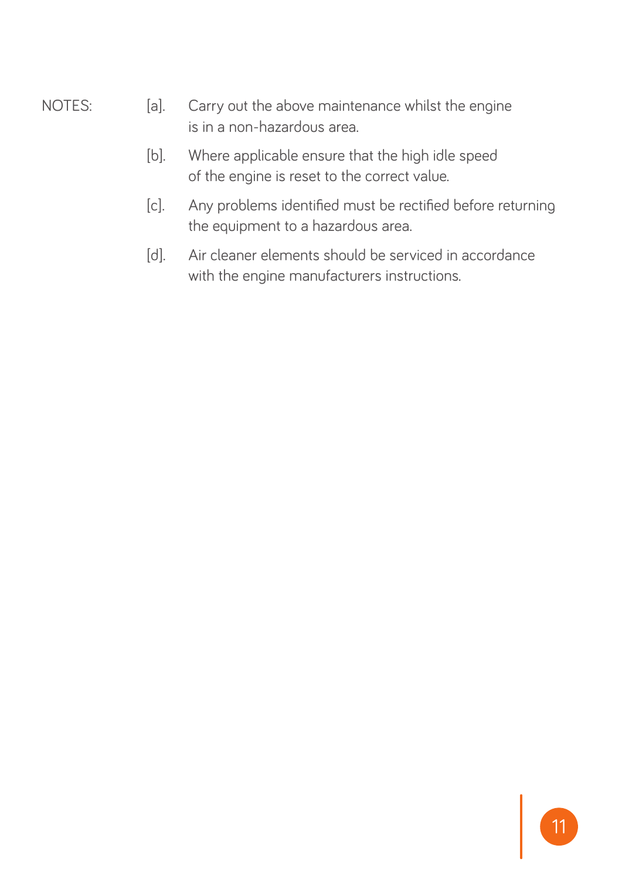NOTES:

[a]. Carry out the above maintenance whilst the engine is in a non-hazardous area.

[b]. Where applicable ensure that the high idle speed of the engine is reset to the correct value.

[c]. Any problems identified must be rectified before returning the equipment to a hazardous area.

[d]. Air cleaner elements should be serviced in accordance with the engine manufacturers instructions.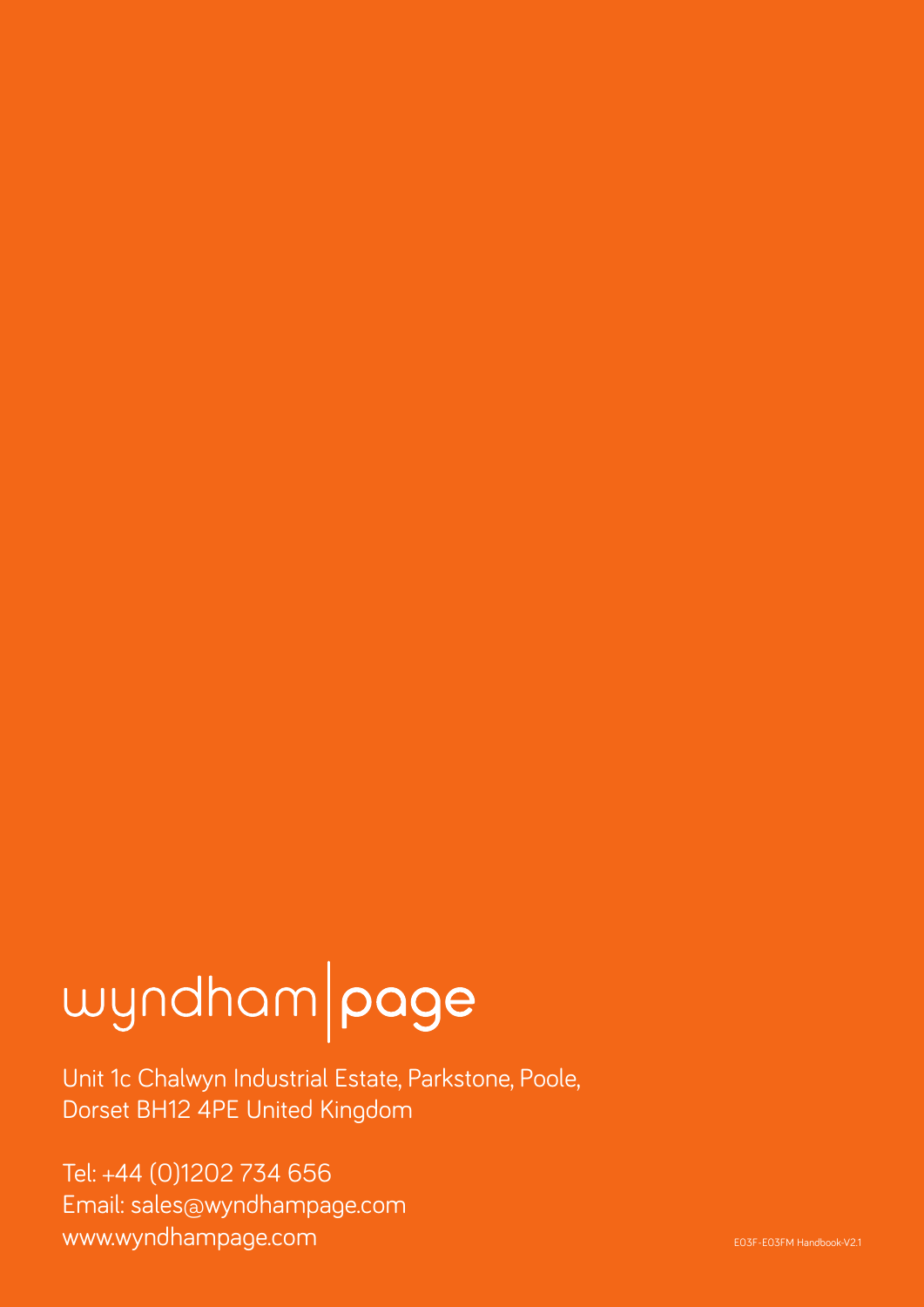wyndham | page

Unit 1c Chalwyn Industrial Estate, Parkstone, Poole,
Dorset BH12 4PE United Kingdom

Tel: +44 (0)1202 734 656
Email: sales@wyndhampage.com
www.wyndhampage.com

E03F-E03FM Handbook-V2.1